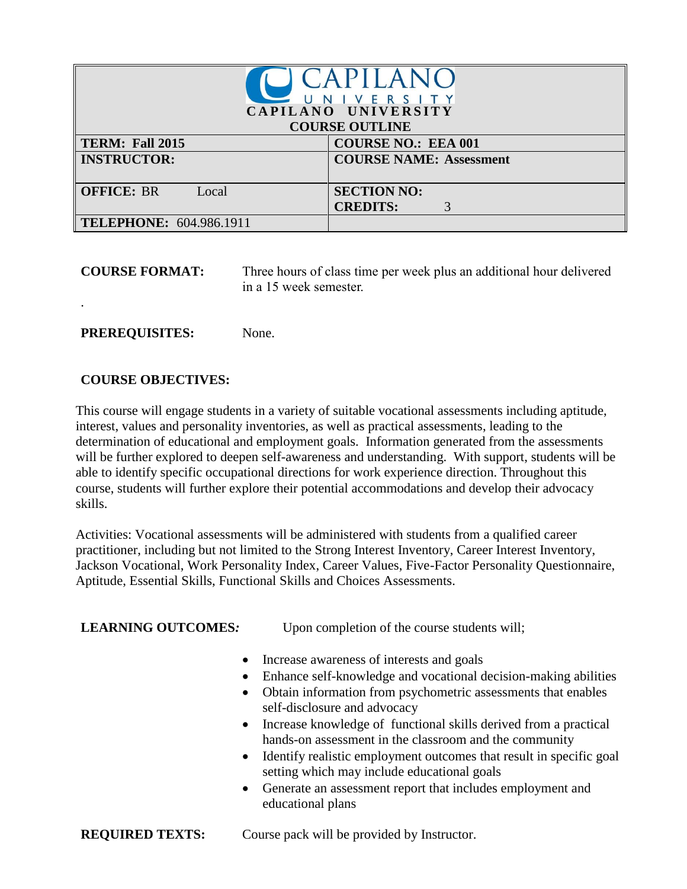# CAPILANO UNIVERSITY

## COURSE OUTLINE

| TERM: Fall 2015 | COURSE NO.: EEA 001 |
|---|---|
| **INSTRUCTOR:** | **COURSE NAME: Assessment** |
| **OFFICE:** BR Local | **SECTION NO:** <br> **CREDITS:** 3 |
| **TELEPHONE:** 604.986.1911 | |

**COURSE FORMAT:** Three hours of class time per week plus an additional hour delivered in a 15 week semester.

.

**PREREQUISITES:** None.

**COURSE OBJECTIVES:**

This course will engage students in a variety of suitable vocational assessments including aptitude, interest, values and personality inventories, as well as practical assessments, leading to the determination of educational and employment goals. Information generated from the assessments will be further explored to deepen self-awareness and understanding. With support, students will be able to identify specific occupational directions for work experience direction. Throughout this course, students will further explore their potential accommodations and develop their advocacy skills.

Activities: Vocational assessments will be administered with students from a qualified career practitioner, including but not limited to the Strong Interest Inventory, Career Interest Inventory, Jackson Vocational, Work Personality Index, Career Values, Five-Factor Personality Questionnaire, Aptitude, Essential Skills, Functional Skills and Choices Assessments.

**LEARNING OUTCOMES*:*** Upon completion of the course students will;

- Increase awareness of interests and goals
- Enhance self-knowledge and vocational decision-making abilities
- Obtain information from psychometric assessments that enables self-disclosure and advocacy
- Increase knowledge of functional skills derived from a practical hands-on assessment in the classroom and the community
- Identify realistic employment outcomes that result in specific goal setting which may include educational goals
- Generate an assessment report that includes employment and educational plans

**REQUIRED TEXTS:** Course pack will be provided by Instructor.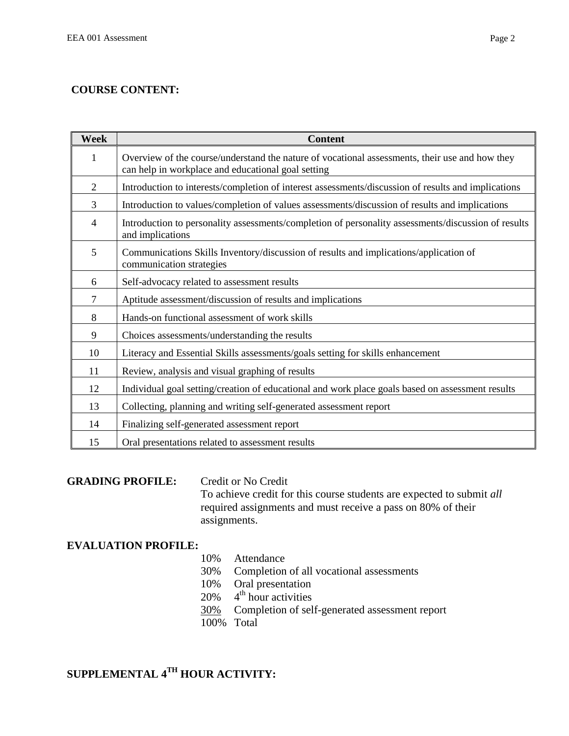## COURSE CONTENT:

| Week | Content |
|---|---|
| 1 | Overview of the course/understand the nature of vocational assessments, their use and how they can help in workplace and educational goal setting |
| 2 | Introduction to interests/completion of interest assessments/discussion of results and implications |
| 3 | Introduction to values/completion of values assessments/discussion of results and implications |
| 4 | Introduction to personality assessments/completion of personality assessments/discussion of results and implications |
| 5 | Communications Skills Inventory/discussion of results and implications/application of communication strategies |
| 6 | Self-advocacy related to assessment results |
| 7 | Aptitude assessment/discussion of results and implications |
| 8 | Hands-on functional assessment of work skills |
| 9 | Choices assessments/understanding the results |
| 10 | Literacy and Essential Skills assessments/goals setting for skills enhancement |
| 11 | Review, analysis and visual graphing of results |
| 12 | Individual goal setting/creation of educational and work place goals based on assessment results |
| 13 | Collecting, planning and writing self-generated assessment report |
| 14 | Finalizing self-generated assessment report |
| 15 | Oral presentations related to assessment results |

**GRADING PROFILE:** Credit or No Credit

To achieve credit for this course students are expected to submit *all* required assignments and must receive a pass on 80% of their assignments.

**EVALUATION PROFILE:**

- 10% Attendance
- 30% Completion of all vocational assessments
- 10% Oral presentation
- 20% 4th hour activities
- 30% Completion of self-generated assessment report
- 100% Total

## SUPPLEMENTAL 4TH HOUR ACTIVITY: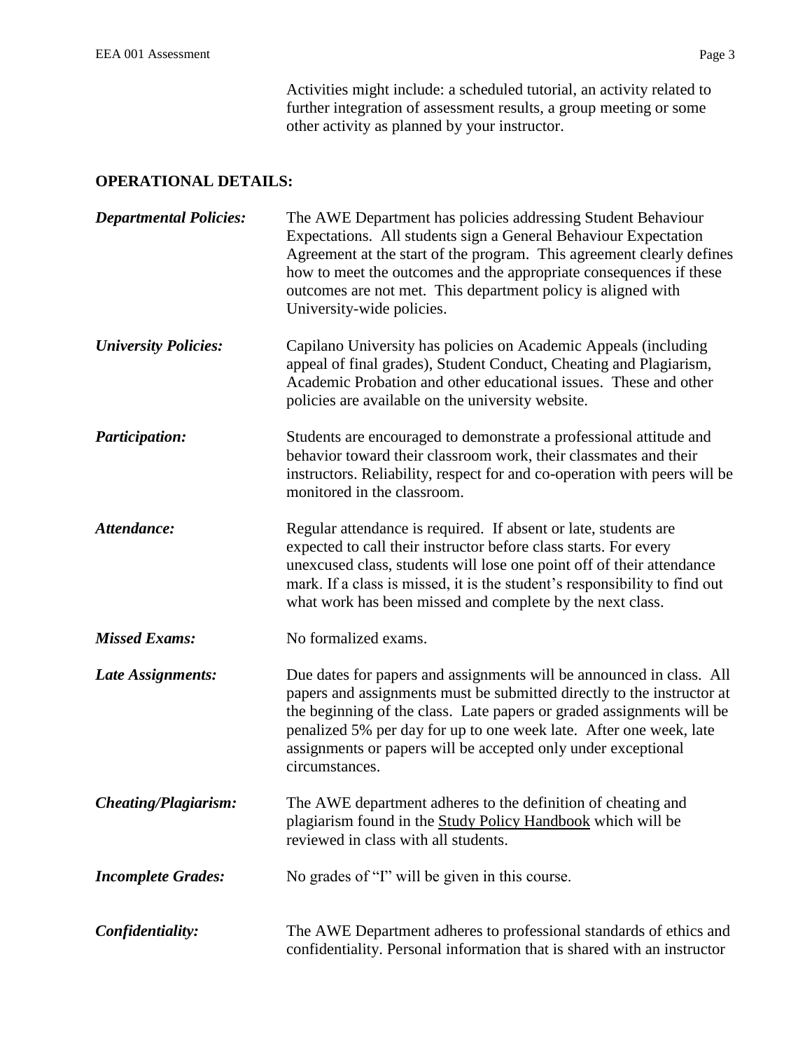Activities might include: a scheduled tutorial, an activity related to further integration of assessment results, a group meeting or some other activity as planned by your instructor.

## OPERATIONAL DETAILS:

***Departmental Policies:*** The AWE Department has policies addressing Student Behaviour Expectations. All students sign a General Behaviour Expectation Agreement at the start of the program. This agreement clearly defines how to meet the outcomes and the appropriate consequences if these outcomes are not met. This department policy is aligned with University-wide policies.

***University Policies:*** Capilano University has policies on Academic Appeals (including appeal of final grades), Student Conduct, Cheating and Plagiarism, Academic Probation and other educational issues. These and other policies are available on the university website.

***Participation:*** Students are encouraged to demonstrate a professional attitude and behavior toward their classroom work, their classmates and their instructors. Reliability, respect for and co-operation with peers will be monitored in the classroom.

***Attendance:*** Regular attendance is required. If absent or late, students are expected to call their instructor before class starts. For every unexcused class, students will lose one point off of their attendance mark. If a class is missed, it is the student's responsibility to find out what work has been missed and complete by the next class.

***Missed Exams:*** No formalized exams.

***Late Assignments:*** Due dates for papers and assignments will be announced in class. All papers and assignments must be submitted directly to the instructor at the beginning of the class. Late papers or graded assignments will be penalized 5% per day for up to one week late. After one week, late assignments or papers will be accepted only under exceptional circumstances.

***Cheating/Plagiarism:*** The AWE department adheres to the definition of cheating and plagiarism found in the Study Policy Handbook which will be reviewed in class with all students.

***Incomplete Grades:*** No grades of "I" will be given in this course.

***Confidentiality:*** The AWE Department adheres to professional standards of ethics and confidentiality. Personal information that is shared with an instructor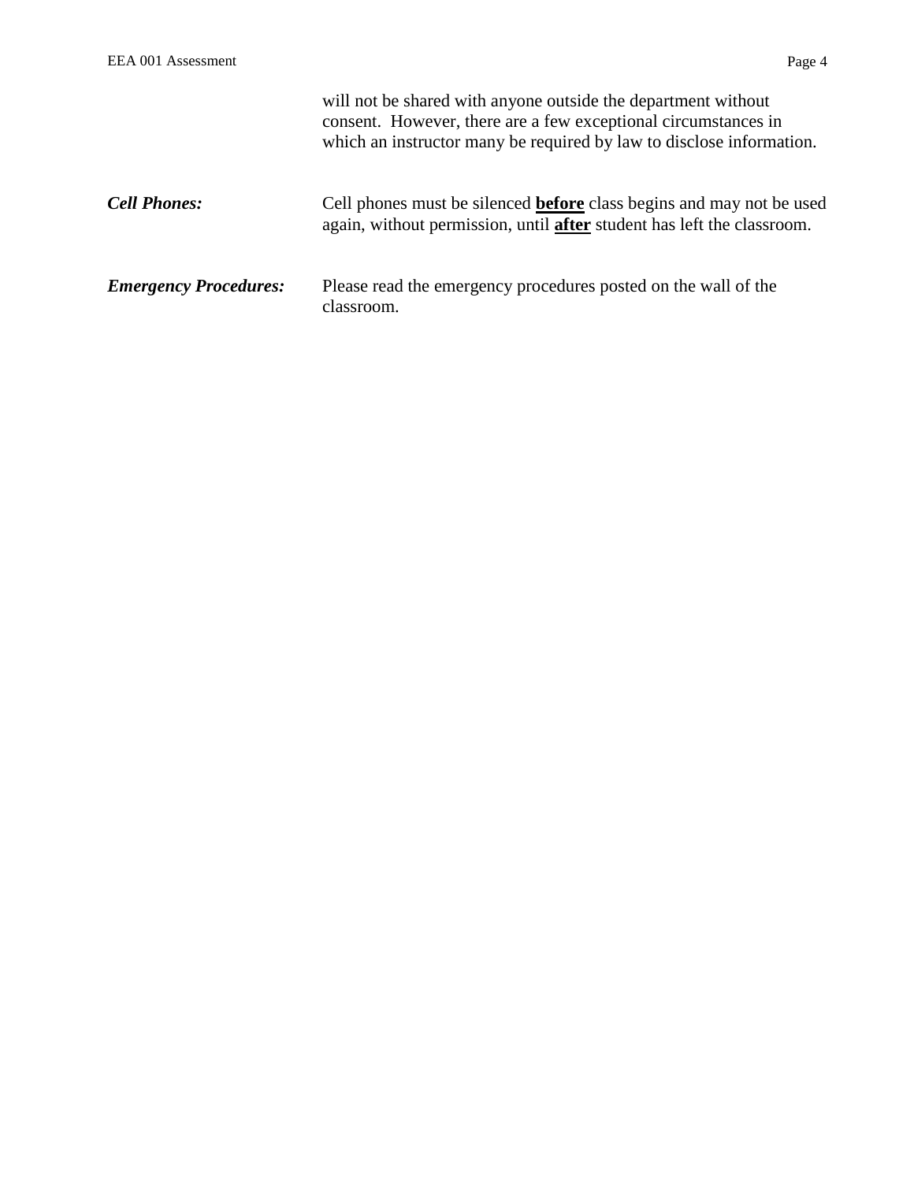will not be shared with anyone outside the department without consent. However, there are a few exceptional circumstances in which an instructor many be required by law to disclose information.

***Cell Phones:*** Cell phones must be silenced **before** class begins and may not be used again, without permission, until **after** student has left the classroom.

***Emergency Procedures:*** Please read the emergency procedures posted on the wall of the classroom.